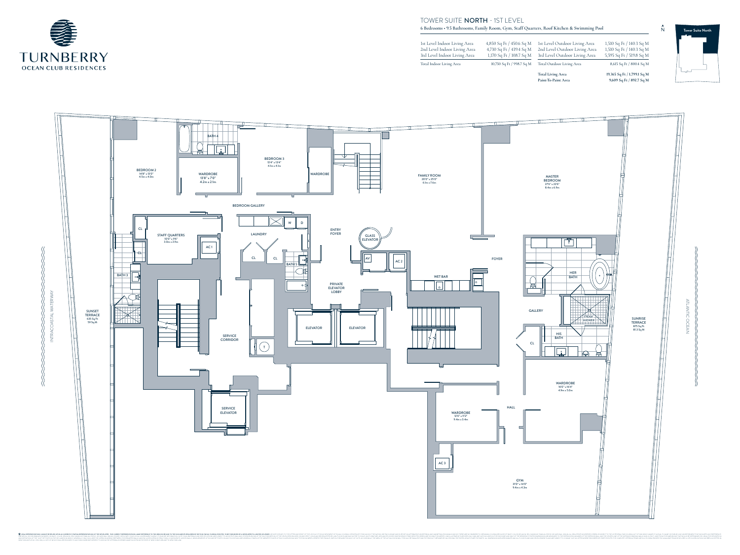TURNBERRY
OCEAN CLUB RESIDENCES

# TOWER SUITE NORTH - 1ST LEVEL

**6 Bedrooms • 9.5 Bathrooms, Family Room, Gym, Staff Quarters, Roof Kitchen & Swimming Pool**

| | | | |
|---|---|---|---|
| 1st Level Indoor Living Area | 4,850 Sq Ft / 450.6 Sq M | 1st Level Outdoor Living Area | 1,510 Sq Ft / 140.3 Sq M |
| 2nd Level Indoor Living Area | 4,730 Sq Ft / 439.4 Sq M | 2nd Level Outdoor Living Area | 1,510 Sq Ft / 140.3 Sq M |
| 3rd Level Indoor Living Area | 1,170 Sq Ft / 108.7 Sq M | 3rd Level Outdoor Living Area | 5,595 Sq Ft / 519.8 Sq M |
| Total Indoor Living Area | 10,750 Sq Ft / 998.7 Sq M | Total Outdoor Living Area | 8,615 Sq Ft / 800.4 Sq M |
| | | **Total Living Area** | **19,365 Sq Ft / 1,799.1 Sq M** |
| | | **Paint-To-Paint Area** | **9,609 Sq Ft / 892.7 Sq M** |

N

Tower Suite North

INTRACOASTAL WATERWAY

SUNSET TERRACE 635 Sq Ft 59 Sq M

BEDROOM 2 14'8" x 13'0" 4.5m x 4.0m

BATH 4

WARDROBE 13'8" x 7'0" 4.2m x 2.1m

BEDROOM 3 13'4" x 13'4" 4.1m x 4.1m

WARDROBE

BEDROOM GALLERY

FAMILY ROOM 20'0" x 25'0" 6.1m x 7.6m

MASTER BEDROOM 27'6" x 22'6" 8.4m x 6.9m

CL

STAFF QUARTERS 10'0" x 9'6" 3.0m x 2.9m

AC 1

CL

LAUNDRY

W D

CL CL

BATH 5

ENTRY FOYER

GLASS ELEVATOR

AV AC 2

FOYER

BATH 3

PRIVATE ELEVATOR LOBBY

WET BAR

HER BATH

GALLERY

STEAM SHOWER

HIS BATH

CL

ELEVATOR ELEVATOR

SERVICE CORRIDOR

T

SERVICE ELEVATOR

SUNRISE TERRACE 875 Sq Ft 81.3 Sq M

ATLANTIC OCEAN

WARDROBE 16'0" x 16'4" 4.9m x 5.0m

HALL

WARDROBE 12'6" x 11'2" 9.4m x 3.4m

AC 3

GYM 31'0" x 14'0" 9.4m x 4.3m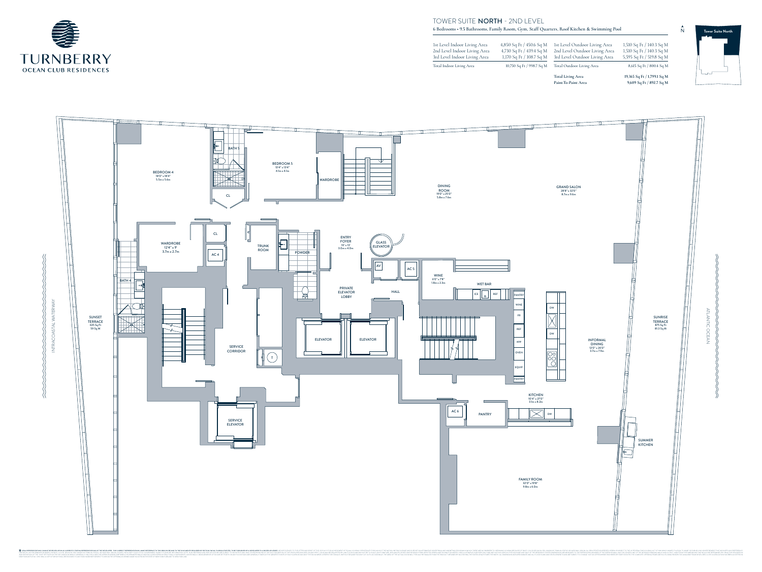# TOWER SUITE NORTH - 2ND LEVEL

6 Bedrooms • 9.5 Bathrooms, Family Room, Gym, Staff Quarters, Roof Kitchen & Swimming Pool

TURNBERRY OCEAN CLUB RESIDENCES

| | | | |
|---|---|---|---|
| 1st Level Indoor Living Area | 4,850 Sq Ft / 450.6 Sq M | 1st Level Outdoor Living Area | 1,510 Sq Ft / 140.3 Sq M |
| 2nd Level Indoor Living Area | 4,730 Sq Ft / 439.4 Sq M | 2nd Level Outdoor Living Area | 1,510 Sq Ft / 140.3 Sq M |
| 3rd Level Indoor Living Area | 1,170 Sq Ft / 108.7 Sq M | 3rd Level Outdoor Living Area | 5,595 Sq Ft / 519.8 Sq M |
| Total Indoor Living Area | 10,750 Sq Ft / 998.7 Sq M | Total Outdoor Living Area | 8,615 Sq Ft / 800.4 Sq M |
| | | **Total Living Area** | **19,365 Sq Ft / 1,799.1 Sq M** |
| | | **Paint-To-Paint Area** | **9,609 Sq Ft / 892.7 Sq M** |

N

Tower Suite North

INTRACOASTAL WATERWAY

SUNSET TERRACE
635 Sq Ft
59 Sq M

BEDROOM 4
18'0" x 18'4"
5.5m x 5.6m

BATH 5

CL

BEDROOM 5
13'4" x 13'4"
4.1m x 4.1m

WARDROBE

DINING ROOM
19'0" x 25'0"
5.8m x 7.6m

GRAND SALON
28'8" x 32'0"
8.7m x 9.6m

WARDROBE
12'4" x 9'
3.7m x 2.7m

CL

AC 4

BATH 4

TRUNK ROOM

POWDER

ENTRY FOYER
10' x 13'
3.0m x 4.0m

GLASS ELEVATOR

AV

AC 5

WINE
6'0" x 7'8"
1.8m x 2.3m

WET BAR

ICE

REF

PANTRY

WINE

FR

REF

MW

OVEN

EQUIP

PANTRY

DW

DW

PRIVATE ELEVATOR LOBBY

HALL

ELEVATOR

ELEVATOR

SERVICE CORRIDOR

T

INFORMAL DINING
12'0" x 26'0"
3.7m x 7.9m

SUNRISE TERRACE
875 Sq Ft
81.3 Sq M

ATLANTIC OCEAN

KITCHEN
10'4" x 27'0"
3.1m x 8.2m

AC 6

PANTRY

DW

SERVICE ELEVATOR

SUMMER KITCHEN

FAMILY ROOM
32'0" x 19'8"
9.8m x 6.0m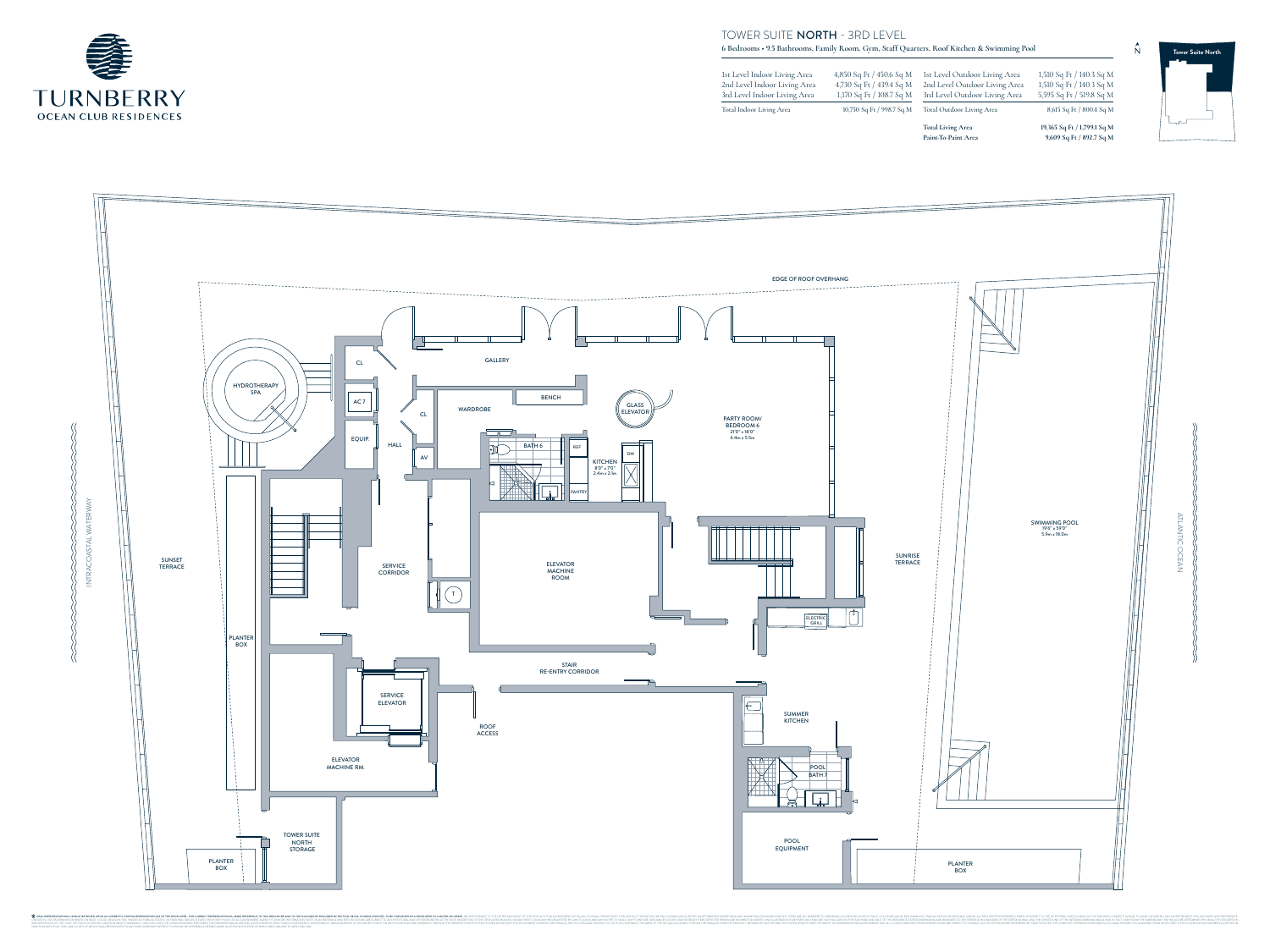TURNBERRY
OCEAN CLUB RESIDENCES

# TOWER SUITE NORTH - 3RD LEVEL

**6 Bedrooms • 9.5 Bathrooms, Family Room, Gym, Staff Quarters, Roof Kitchen & Swimming Pool**

| | | | |
|---|---|---|---|
| 1st Level Indoor Living Area | 4,850 Sq Ft / 450.6 Sq M | 1st Level Outdoor Living Area | 1,510 Sq Ft / 140.3 Sq M |
| 2nd Level Indoor Living Area | 4,730 Sq Ft / 439.4 Sq M | 2nd Level Outdoor Living Area | 1,510 Sq Ft / 140.3 Sq M |
| 3rd Level Indoor Living Area | 1,170 Sq Ft / 108.7 Sq M | 3rd Level Outdoor Living Area | 5,595 Sq Ft / 519.8 Sq M |
| Total Indoor Living Area | 10,750 Sq Ft / 998.7 Sq M | Total Outdoor Living Area | 8,615 Sq Ft / 800.4 Sq M |
| | | **Total Living Area** | **19,365 Sq Ft / 1,799.1 Sq M** |
| | | **Paint-To-Paint Area** | **9,609 Sq Ft / 892.7 Sq M** |

N

Tower Suite North

INTRACOASTAL WATERWAY

ATLANTIC OCEAN

EDGE OF ROOF OVERHANG

HYDROTHERAPY SPA

CL

AC 7

EQUIP

HALL

CL

AV

GALLERY

WARDROBE

BENCH

GLASS ELEVATOR

BATH 6

REF

KITCHEN
8'0" x 7'0"
2.4m x 2.1m

DW

PANTRY

PARTY ROOM/ BEDROOM 6
21'0" x 18'0"
6.4m x 5.5m

SWIMMING POOL
19'6" x 59'0"
5.9m x 18.0m

SUNSET TERRACE

SERVICE CORRIDOR

ELEVATOR MACHINE ROOM

T

SUNRISE TERRACE

ELECTRIC GRILL

PLANTER BOX

STAIR RE-ENTRY CORRIDOR

SERVICE ELEVATOR

ROOF ACCESS

SUMMER KITCHEN

POOL BATH 7

ELEVATOR MACHINE RM.

TOWER SUITE NORTH STORAGE

POOL EQUIPMENT

PLANTER BOX

PLANTER BOX